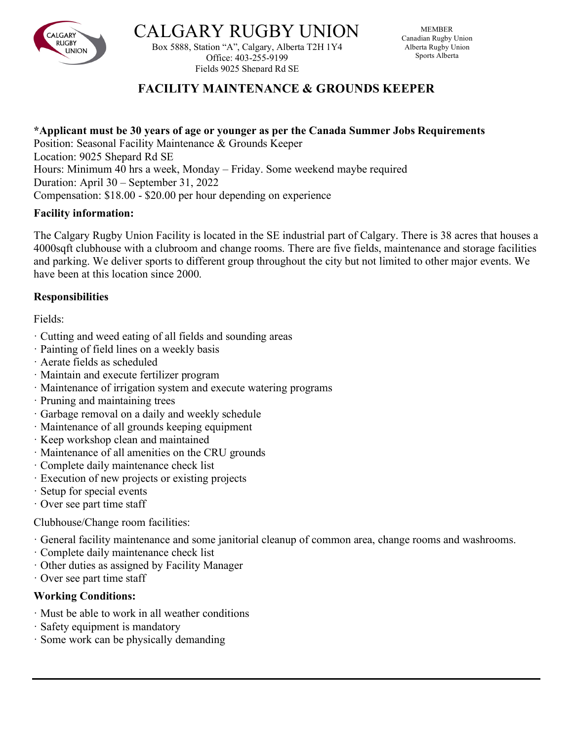# CALGARY RUGBY UNION

Box 5888, Station "A", Calgary, Alberta T2H 1Y4
Office: 403-255-9199
Fields 9025 Shepard Rd SE

MEMBER
Canadian Rugby Union
Alberta Rugby Union
Sports Alberta

## FACILITY MAINTENANCE & GROUNDS KEEPER

**\*Applicant must be 30 years of age or younger as per the Canada Summer Jobs Requirements**
Position: Seasonal Facility Maintenance & Grounds Keeper
Location: 9025 Shepard Rd SE
Hours: Minimum 40 hrs a week, Monday – Friday. Some weekend maybe required
Duration: April 30 – September 31, 2022
Compensation: $18.00 - $20.00 per hour depending on experience

**Facility information:**

The Calgary Rugby Union Facility is located in the SE industrial part of Calgary. There is 38 acres that houses a 4000sqft clubhouse with a clubroom and change rooms. There are five fields, maintenance and storage facilities and parking. We deliver sports to different group throughout the city but not limited to other major events. We have been at this location since 2000.

**Responsibilities**

Fields:

- Cutting and weed eating of all fields and sounding areas
- Painting of field lines on a weekly basis
- Aerate fields as scheduled
- Maintain and execute fertilizer program
- Maintenance of irrigation system and execute watering programs
- Pruning and maintaining trees
- Garbage removal on a daily and weekly schedule
- Maintenance of all grounds keeping equipment
- Keep workshop clean and maintained
- Maintenance of all amenities on the CRU grounds
- Complete daily maintenance check list
- Execution of new projects or existing projects
- Setup for special events
- Over see part time staff

Clubhouse/Change room facilities:

- General facility maintenance and some janitorial cleanup of common area, change rooms and washrooms.
- Complete daily maintenance check list
- Other duties as assigned by Facility Manager
- Over see part time staff

**Working Conditions:**

- Must be able to work in all weather conditions
- Safety equipment is mandatory
- Some work can be physically demanding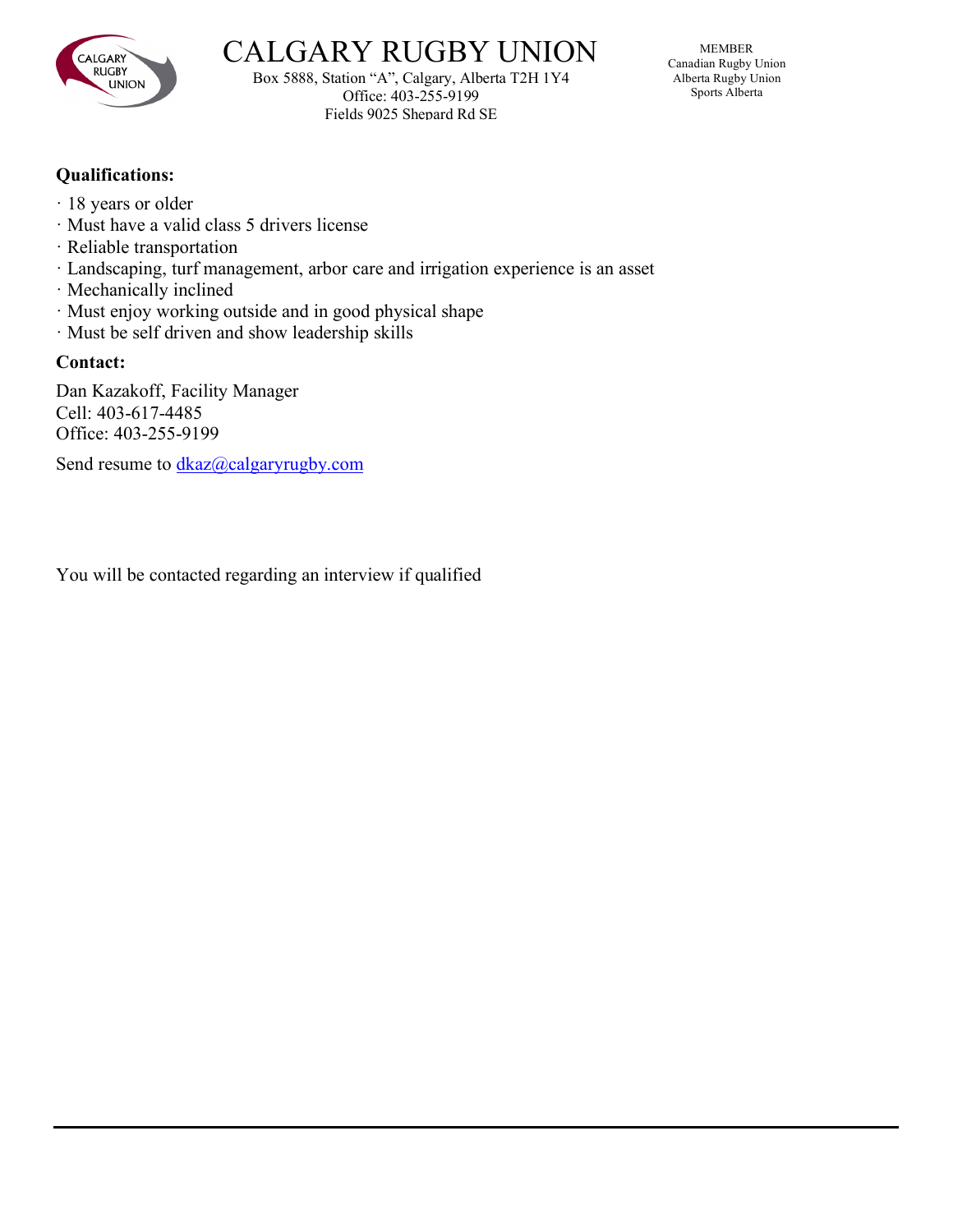# CALGARY RUGBY UNION

Box 5888, Station "A", Calgary, Alberta T2H 1Y4
Office: 403-255-9199
Fields 9025 Shepard Rd SE

MEMBER
Canadian Rugby Union
Alberta Rugby Union
Sports Alberta

**Qualifications:**

· 18 years or older
· Must have a valid class 5 drivers license
· Reliable transportation
· Landscaping, turf management, arbor care and irrigation experience is an asset
· Mechanically inclined
· Must enjoy working outside and in good physical shape
· Must be self driven and show leadership skills

**Contact:**

Dan Kazakoff, Facility Manager
Cell: 403-617-4485
Office: 403-255-9199

Send resume to dkaz@calgaryrugby.com

You will be contacted regarding an interview if qualified